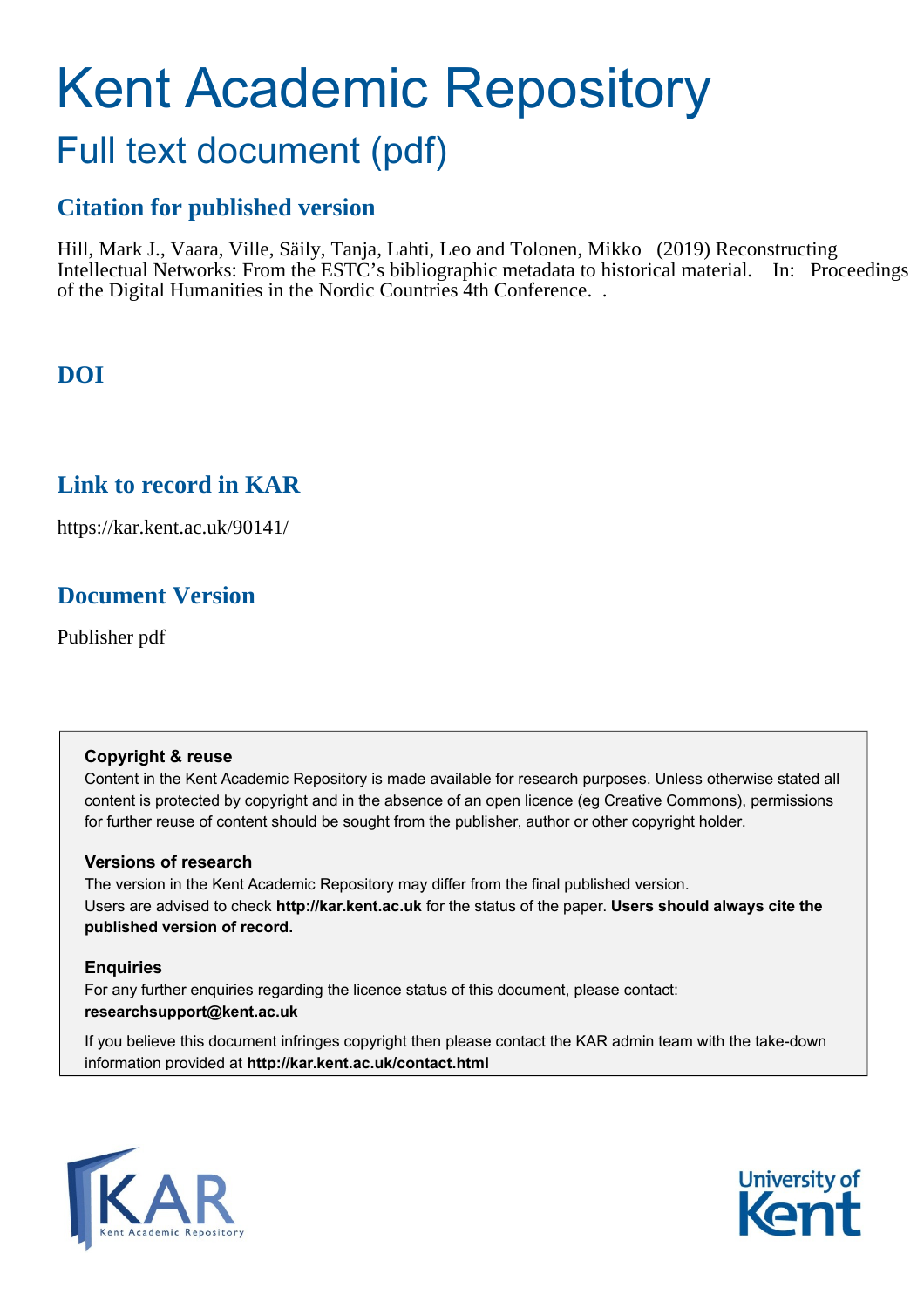# Kent Academic Repository

## Full text document (pdf)

### Citation for published version

Hill, Mark J., Vaara, Ville, Säily, Tanja, Lahti, Leo and Tolonen, Mikko (2019) Reconstructing Intellectual Networks: From the ESTC's bibliographic metadata to historical material. In: Proceedings of the Digital Humanities in the Nordic Countries 4th Conference. .

### DOI

### Link to record in KAR

https://kar.kent.ac.uk/90141/

### Document Version

Publisher pdf

**Copyright & reuse**

Content in the Kent Academic Repository is made available for research purposes. Unless otherwise stated all content is protected by copyright and in the absence of an open licence (eg Creative Commons), permissions for further reuse of content should be sought from the publisher, author or other copyright holder.

**Versions of research**

The version in the Kent Academic Repository may differ from the final published version.
Users are advised to check **http://kar.kent.ac.uk** for the status of the paper. **Users should always cite the published version of record.**

**Enquiries**

For any further enquiries regarding the licence status of this document, please contact:
**researchsupport@kent.ac.uk**

If you believe this document infringes copyright then please contact the KAR admin team with the take-down information provided at **http://kar.kent.ac.uk/contact.html**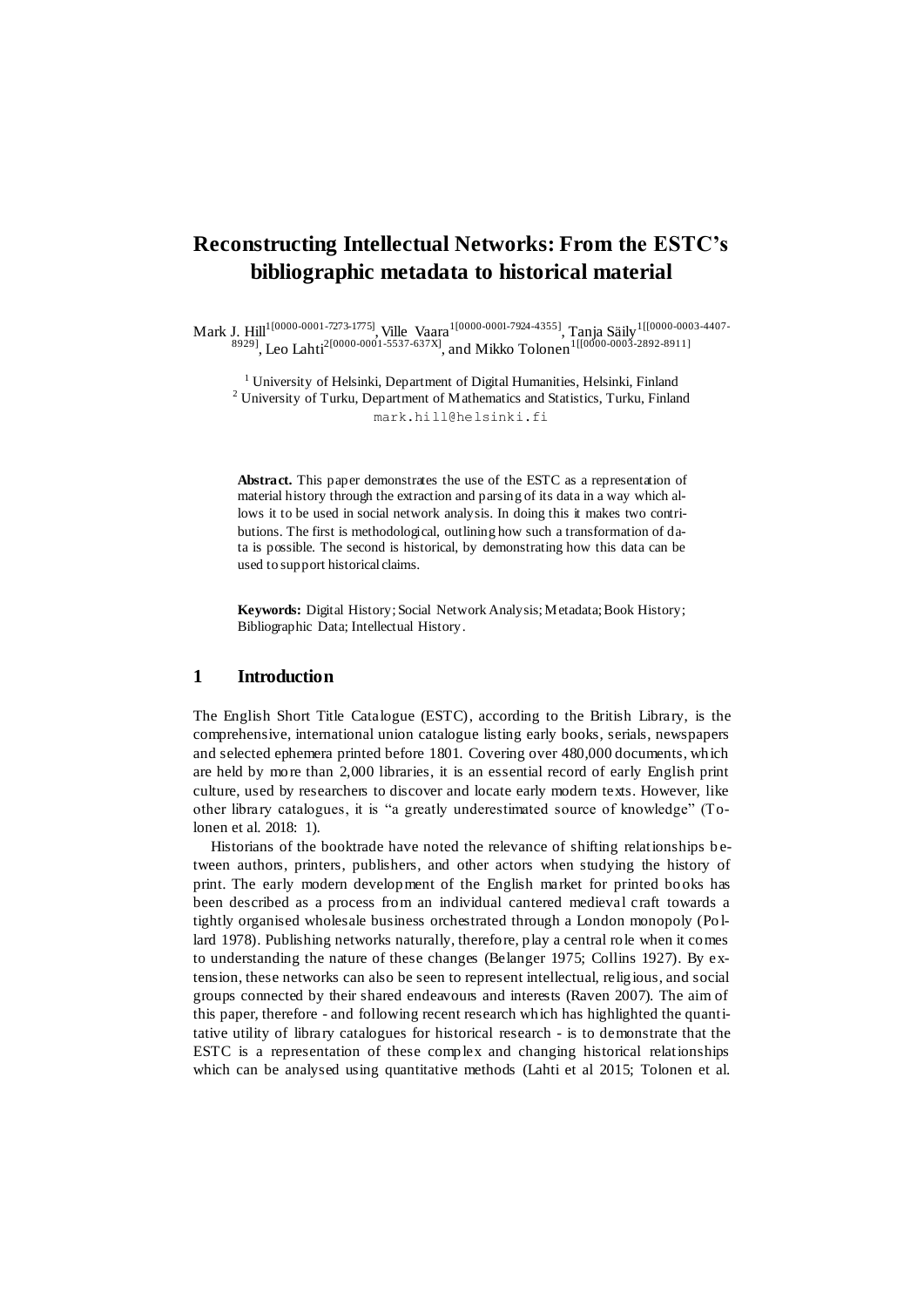# Reconstructing Intellectual Networks: From the ESTC's bibliographic metadata to historical material

Mark J. Hill[1[0000-0001-7273-1775]], Ville Vaara[1[0000-0001-7924-4355]], Tanja Säily[1[[0000-0003-4407-8929]], Leo Lahti[2[0000-0001-5537-637X]], and Mikko Tolonen[1[[0000-0003-2892-8911]]

[1] University of Helsinki, Department of Digital Humanities, Helsinki, Finland
[2] University of Turku, Department of Mathematics and Statistics, Turku, Finland
mark.hill@helsinki.fi

**Abstract.** This paper demonstrates the use of the ESTC as a representation of material history through the extraction and parsing of its data in a way which allows it to be used in social network analysis. In doing this it makes two contributions. The first is methodological, outlining how such a transformation of data is possible. The second is historical, by demonstrating how this data can be used to support historical claims.

**Keywords:** Digital History; Social Network Analysis; Metadata; Book History; Bibliographic Data; Intellectual History.

## 1 Introduction

The English Short Title Catalogue (ESTC), according to the British Library, is the comprehensive, international union catalogue listing early books, serials, newspapers and selected ephemera printed before 1801. Covering over 480,000 documents, which are held by more than 2,000 libraries, it is an essential record of early English print culture, used by researchers to discover and locate early modern texts. However, like other library catalogues, it is "a greatly underestimated source of knowledge" (Tolonen et al. 2018: 1).

Historians of the booktrade have noted the relevance of shifting relationships between authors, printers, publishers, and other actors when studying the history of print. The early modern development of the English market for printed books has been described as a process from an individual cantered medieval craft towards a tightly organised wholesale business orchestrated through a London monopoly (Pollard 1978). Publishing networks naturally, therefore, play a central role when it comes to understanding the nature of these changes (Belanger 1975; Collins 1927). By extension, these networks can also be seen to represent intellectual, religious, and social groups connected by their shared endeavours and interests (Raven 2007). The aim of this paper, therefore - and following recent research which has highlighted the quantitative utility of library catalogues for historical research - is to demonstrate that the ESTC is a representation of these complex and changing historical relationships which can be analysed using quantitative methods (Lahti et al 2015; Tolonen et al.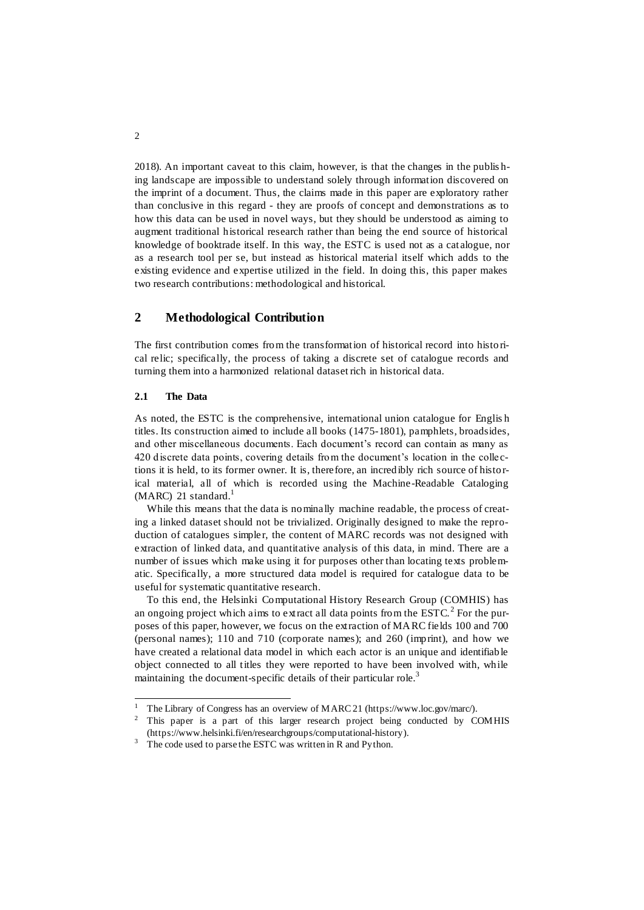2018). An important caveat to this claim, however, is that the changes in the publishing landscape are impossible to understand solely through information discovered on the imprint of a document. Thus, the claims made in this paper are exploratory rather than conclusive in this regard - they are proofs of concept and demonstrations as to how this data can be used in novel ways, but they should be understood as aiming to augment traditional historical research rather than being the end source of historical knowledge of booktrade itself. In this way, the ESTC is used not as a catalogue, nor as a research tool per se, but instead as historical material itself which adds to the existing evidence and expertise utilized in the field. In doing this, this paper makes two research contributions: methodological and historical.

## 2 Methodological Contribution

The first contribution comes from the transformation of historical record into historical relic; specifically, the process of taking a discrete set of catalogue records and turning them into a harmonized relational dataset rich in historical data.

### 2.1 The Data

As noted, the ESTC is the comprehensive, international union catalogue for English titles. Its construction aimed to include all books (1475-1801), pamphlets, broadsides, and other miscellaneous documents. Each document's record can contain as many as 420 discrete data points, covering details from the document's location in the collections it is held, to its former owner. It is, therefore, an incredibly rich source of historical material, all of which is recorded using the Machine-Readable Cataloging (MARC) 21 standard.[1]

While this means that the data is nominally machine readable, the process of creating a linked dataset should not be trivialized. Originally designed to make the reproduction of catalogues simpler, the content of MARC records was not designed with extraction of linked data, and quantitative analysis of this data, in mind. There are a number of issues which make using it for purposes other than locating texts problematic. Specifically, a more structured data model is required for catalogue data to be useful for systematic quantitative research.

To this end, the Helsinki Computational History Research Group (COMHIS) has an ongoing project which aims to extract all data points from the ESTC.[2] For the purposes of this paper, however, we focus on the extraction of MARC fields 100 and 700 (personal names); 110 and 710 (corporate names); and 260 (imprint), and how we have created a relational data model in which each actor is an unique and identifiable object connected to all titles they were reported to have been involved with, while maintaining the document-specific details of their particular role.[3]

---

[1] The Library of Congress has an overview of MARC 21 (https://www.loc.gov/marc/).

[2] This paper is a part of this larger research project being conducted by COMHIS (https://www.helsinki.fi/en/researchgroups/computational-history).

[3] The code used to parse the ESTC was written in R and Python.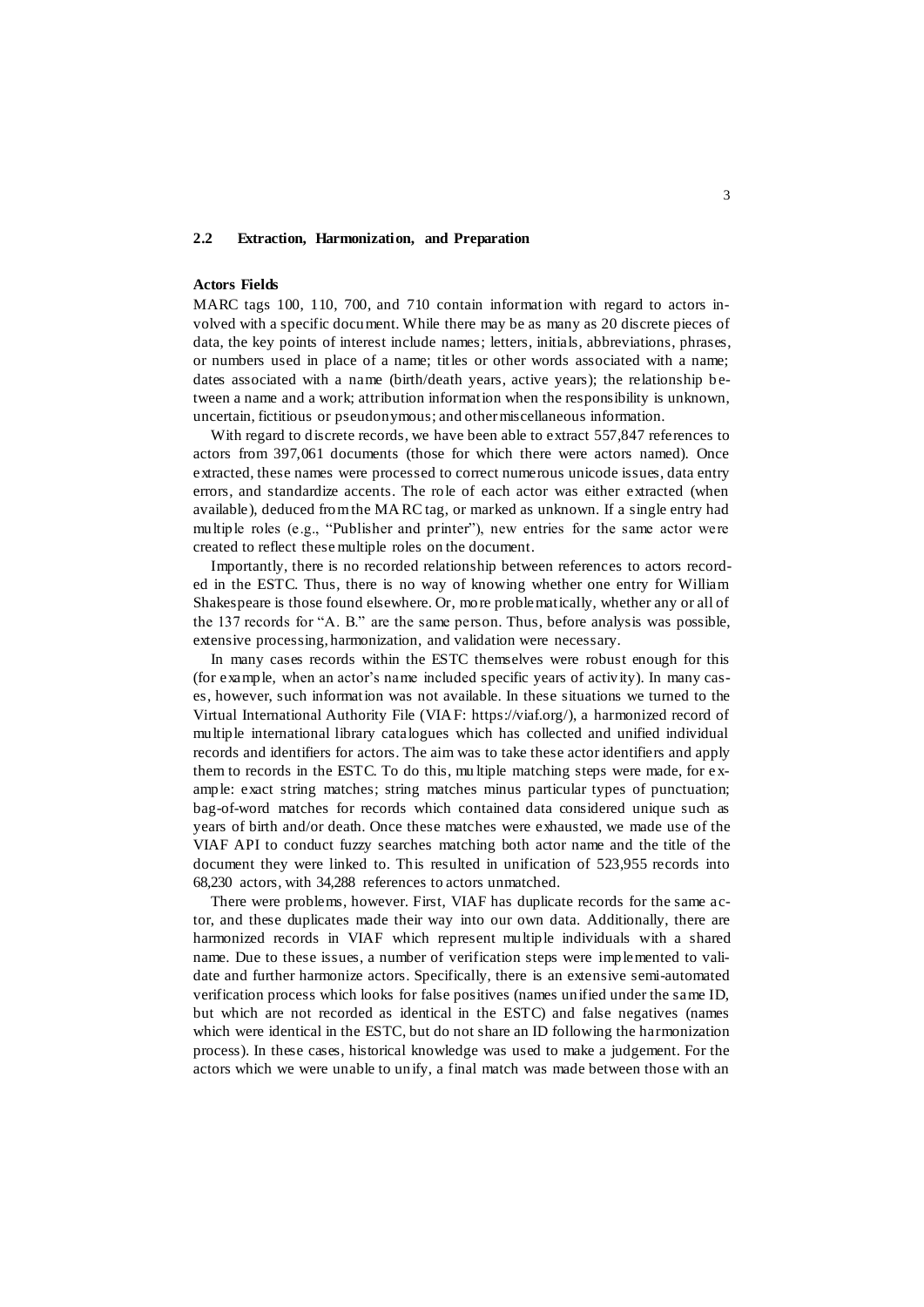## 2.2 Extraction, Harmonization, and Preparation

**Actors Fields**

MARC tags 100, 110, 700, and 710 contain information with regard to actors involved with a specific document. While there may be as many as 20 discrete pieces of data, the key points of interest include names; letters, initials, abbreviations, phrases, or numbers used in place of a name; titles or other words associated with a name; dates associated with a name (birth/death years, active years); the relationship between a name and a work; attribution information when the responsibility is unknown, uncertain, fictitious or pseudonymous; and other miscellaneous information.

With regard to discrete records, we have been able to extract 557,847 references to actors from 397,061 documents (those for which there were actors named). Once extracted, these names were processed to correct numerous unicode issues, data entry errors, and standardize accents. The role of each actor was either extracted (when available), deduced from the MARC tag, or marked as unknown. If a single entry had multiple roles (e.g., "Publisher and printer"), new entries for the same actor were created to reflect these multiple roles on the document.

Importantly, there is no recorded relationship between references to actors recorded in the ESTC. Thus, there is no way of knowing whether one entry for William Shakespeare is those found elsewhere. Or, more problematically, whether any or all of the 137 records for "A. B." are the same person. Thus, before analysis was possible, extensive processing, harmonization, and validation were necessary.

In many cases records within the ESTC themselves were robust enough for this (for example, when an actor's name included specific years of activity). In many cases, however, such information was not available. In these situations we turned to the Virtual International Authority File (VIAF: https://viaf.org/), a harmonized record of multiple international library catalogues which has collected and unified individual records and identifiers for actors. The aim was to take these actor identifiers and apply them to records in the ESTC. To do this, multiple matching steps were made, for example: exact string matches; string matches minus particular types of punctuation; bag-of-word matches for records which contained data considered unique such as years of birth and/or death. Once these matches were exhausted, we made use of the VIAF API to conduct fuzzy searches matching both actor name and the title of the document they were linked to. This resulted in unification of 523,955 records into 68,230 actors, with 34,288 references to actors unmatched.

There were problems, however. First, VIAF has duplicate records for the same actor, and these duplicates made their way into our own data. Additionally, there are harmonized records in VIAF which represent multiple individuals with a shared name. Due to these issues, a number of verification steps were implemented to validate and further harmonize actors. Specifically, there is an extensive semi-automated verification process which looks for false positives (names unified under the same ID, but which are not recorded as identical in the ESTC) and false negatives (names which were identical in the ESTC, but do not share an ID following the harmonization process). In these cases, historical knowledge was used to make a judgement. For the actors which we were unable to unify, a final match was made between those with an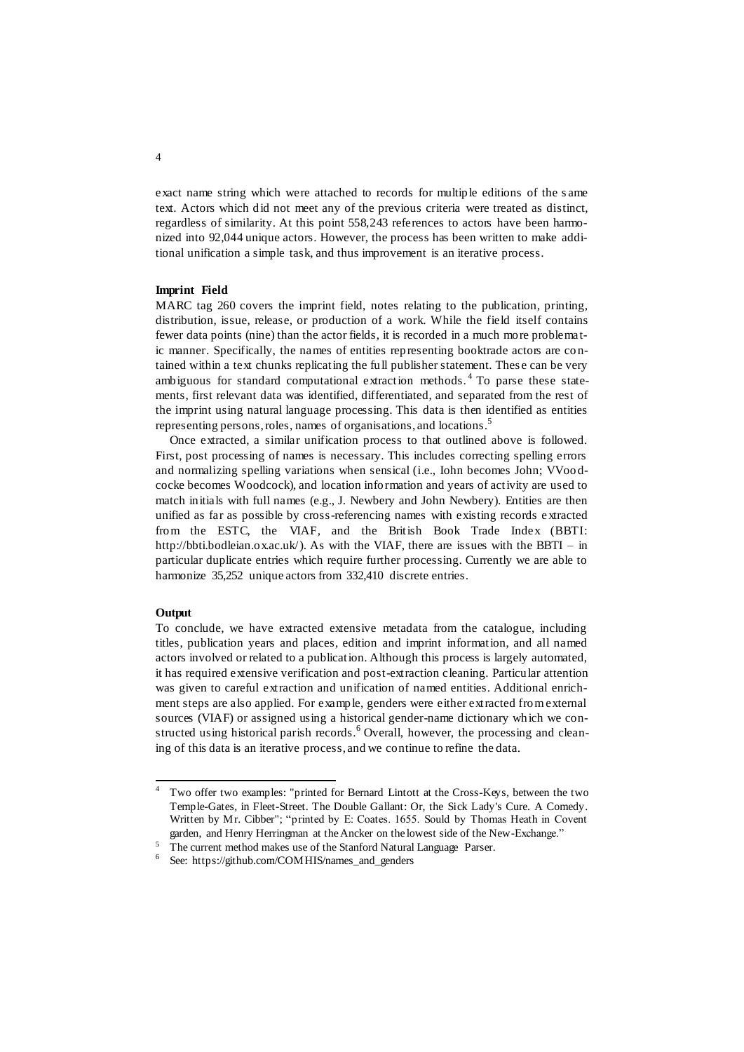exact name string which were attached to records for multiple editions of the same text. Actors which did not meet any of the previous criteria were treated as distinct, regardless of similarity. At this point 558,243 references to actors have been harmonized into 92,044 unique actors. However, the process has been written to make additional unification a simple task, and thus improvement is an iterative process.

**Imprint Field**

MARC tag 260 covers the imprint field, notes relating to the publication, printing, distribution, issue, release, or production of a work. While the field itself contains fewer data points (nine) than the actor fields, it is recorded in a much more problematic manner. Specifically, the names of entities representing booktrade actors are contained within a text chunks replicating the full publisher statement. These can be very ambiguous for standard computational extraction methods.[4] To parse these statements, first relevant data was identified, differentiated, and separated from the rest of the imprint using natural language processing. This data is then identified as entities representing persons, roles, names of organisations, and locations.[5]

Once extracted, a similar unification process to that outlined above is followed. First, post processing of names is necessary. This includes correcting spelling errors and normalizing spelling variations when sensical (i.e., Iohn becomes John; VVoodcocke becomes Woodcock), and location information and years of activity are used to match initials with full names (e.g., J. Newbery and John Newbery). Entities are then unified as far as possible by cross-referencing names with existing records extracted from the ESTC, the VIAF, and the British Book Trade Index (BBTI: http://bbti.bodleian.ox.ac.uk/). As with the VIAF, there are issues with the BBTI – in particular duplicate entries which require further processing. Currently we are able to harmonize 35,252 unique actors from 332,410 discrete entries.

**Output**

To conclude, we have extracted extensive metadata from the catalogue, including titles, publication years and places, edition and imprint information, and all named actors involved or related to a publication. Although this process is largely automated, it has required extensive verification and post-extraction cleaning. Particular attention was given to careful extraction and unification of named entities. Additional enrichment steps are also applied. For example, genders were either extracted from external sources (VIAF) or assigned using a historical gender-name dictionary which we constructed using historical parish records.[6] Overall, however, the processing and cleaning of this data is an iterative process, and we continue to refine the data.

---

[4] Two offer two examples: "printed for Bernard Lintott at the Cross-Keys, between the two Temple-Gates, in Fleet-Street. The Double Gallant: Or, the Sick Lady's Cure. A Comedy. Written by Mr. Cibber"; "printed by E: Coates. 1655. Sould by Thomas Heath in Covent garden, and Henry Herringman at the Ancker on the lowest side of the New-Exchange."

[5] The current method makes use of the Stanford Natural Language Parser.

[6] See: https://github.com/COMHIS/names_and_genders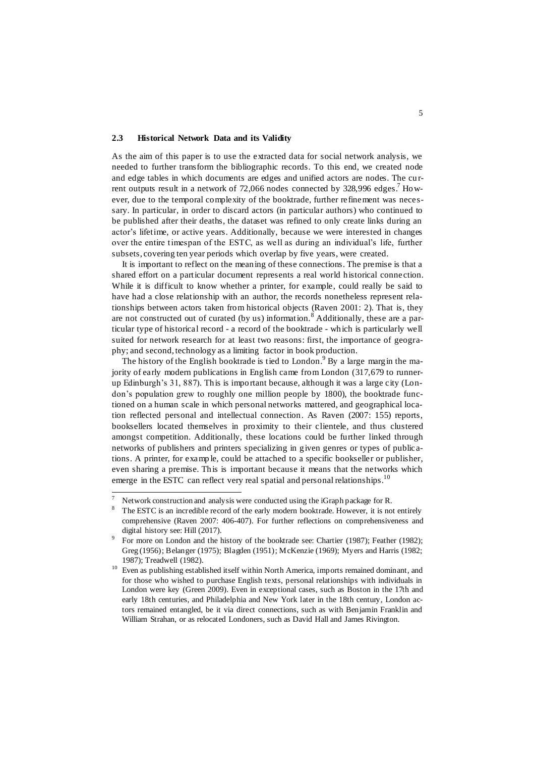## 2.3 Historical Network Data and its Validity

As the aim of this paper is to use the extracted data for social network analysis, we needed to further transform the bibliographic records. To this end, we created node and edge tables in which documents are edges and unified actors are nodes. The current outputs result in a network of 72,066 nodes connected by 328,996 edges.[7] However, due to the temporal complexity of the booktrade, further refinement was necessary. In particular, in order to discard actors (in particular authors) who continued to be published after their deaths, the dataset was refined to only create links during an actor's lifetime, or active years. Additionally, because we were interested in changes over the entire timespan of the ESTC, as well as during an individual's life, further subsets, covering ten year periods which overlap by five years, were created.

It is important to reflect on the meaning of these connections. The premise is that a shared effort on a particular document represents a real world historical connection. While it is difficult to know whether a printer, for example, could really be said to have had a close relationship with an author, the records nonetheless represent relationships between actors taken from historical objects (Raven 2001: 2). That is, they are not constructed out of curated (by us) information.[8] Additionally, these are a particular type of historical record - a record of the booktrade - which is particularly well suited for network research for at least two reasons: first, the importance of geography; and second, technology as a limiting factor in book production.

The history of the English booktrade is tied to London.[9] By a large margin the majority of early modern publications in English came from London (317,679 to runner-up Edinburgh's 31, 887). This is important because, although it was a large city (London's population grew to roughly one million people by 1800), the booktrade functioned on a human scale in which personal networks mattered, and geographical location reflected personal and intellectual connection. As Raven (2007: 155) reports, booksellers located themselves in proximity to their clientele, and thus clustered amongst competition. Additionally, these locations could be further linked through networks of publishers and printers specializing in given genres or types of publications. A printer, for example, could be attached to a specific bookseller or publisher, even sharing a premise. This is important because it means that the networks which emerge in the ESTC can reflect very real spatial and personal relationships.[10]

---

[7] Network construction and analysis were conducted using the iGraph package for R.

[8] The ESTC is an incredible record of the early modern booktrade. However, it is not entirely comprehensive (Raven 2007: 406-407). For further reflections on comprehensiveness and digital history see: Hill (2017).

[9] For more on London and the history of the booktrade see: Chartier (1987); Feather (1982); Greg (1956); Belanger (1975); Blagden (1951); McKenzie (1969); Myers and Harris (1982; 1987); Treadwell (1982).

[10] Even as publishing established itself within North America, imports remained dominant, and for those who wished to purchase English texts, personal relationships with individuals in London were key (Green 2009). Even in exceptional cases, such as Boston in the 17th and early 18th centuries, and Philadelphia and New York later in the 18th century, London actors remained entangled, be it via direct connections, such as with Benjamin Franklin and William Strahan, or as relocated Londoners, such as David Hall and James Rivington.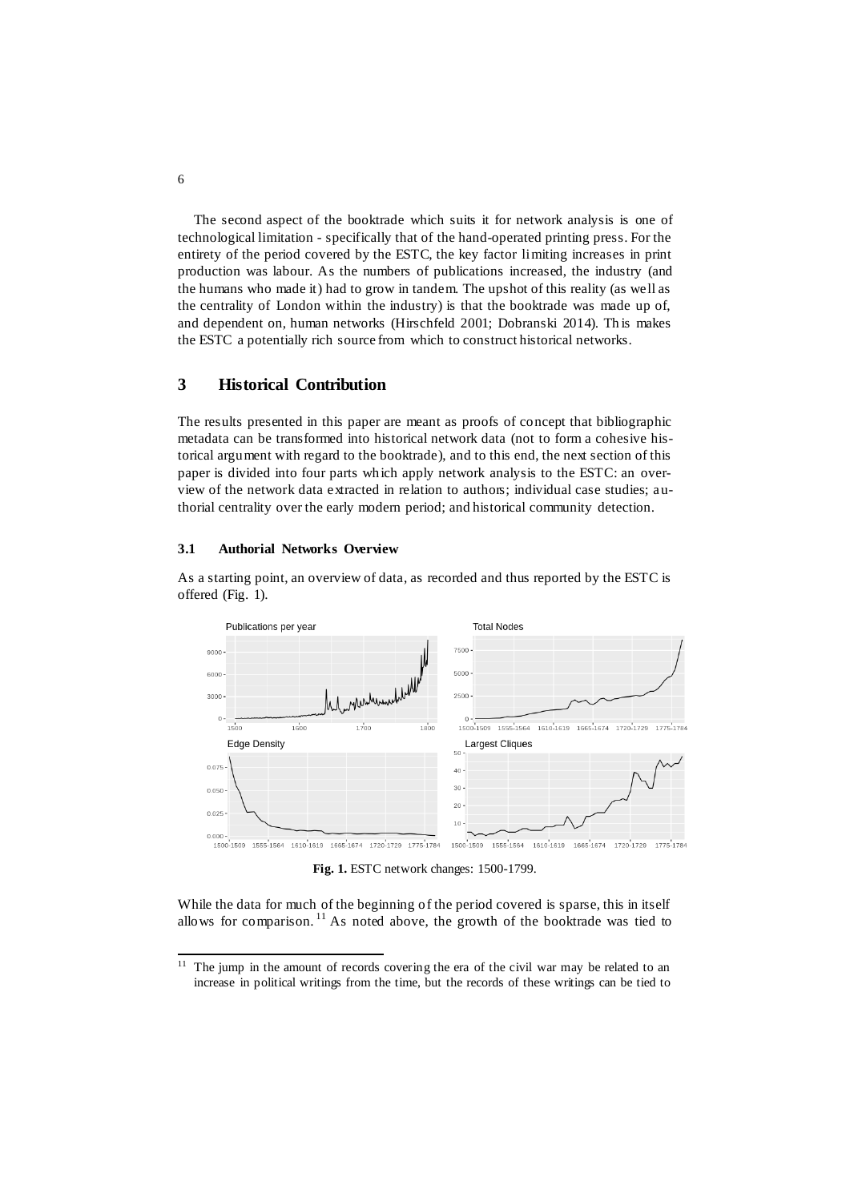The second aspect of the booktrade which suits it for network analysis is one of technological limitation - specifically that of the hand-operated printing press. For the entirety of the period covered by the ESTC, the key factor limiting increases in print production was labour. As the numbers of publications increased, the industry (and the humans who made it) had to grow in tandem. The upshot of this reality (as well as the centrality of London within the industry) is that the booktrade was made up of, and dependent on, human networks (Hirschfeld 2001; Dobranski 2014). This makes the ESTC a potentially rich source from which to construct historical networks.

## 3 Historical Contribution

The results presented in this paper are meant as proofs of concept that bibliographic metadata can be transformed into historical network data (not to form a cohesive historical argument with regard to the booktrade), and to this end, the next section of this paper is divided into four parts which apply network analysis to the ESTC: an overview of the network data extracted in relation to authors; individual case studies; authorial centrality over the early modern period; and historical community detection.

### 3.1 Authorial Networks Overview

As a starting point, an overview of data, as recorded and thus reported by the ESTC is offered (Fig. 1).

**Fig. 1.** ESTC network changes: 1500-1799.

While the data for much of the beginning of the period covered is sparse, this in itself allows for comparison.[11] As noted above, the growth of the booktrade was tied to

[11] The jump in the amount of records covering the era of the civil war may be related to an increase in political writings from the time, but the records of these writings can be tied to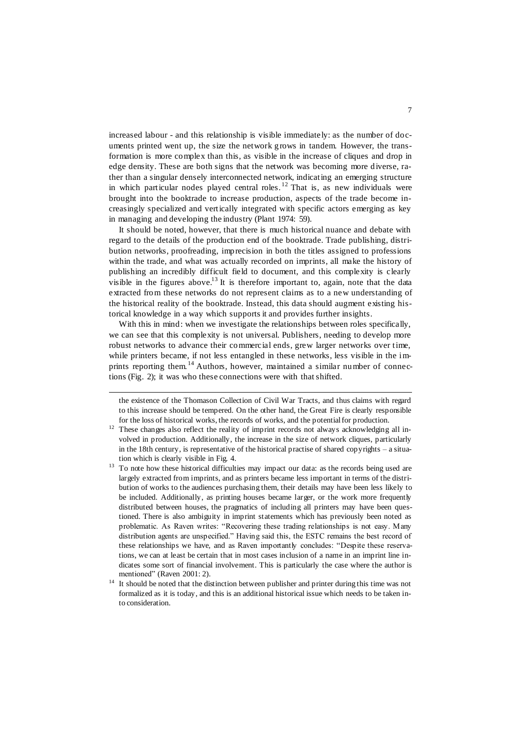increased labour - and this relationship is visible immediately: as the number of documents printed went up, the size the network grows in tandem. However, the transformation is more complex than this, as visible in the increase of cliques and drop in edge density. These are both signs that the network was becoming more diverse, rather than a singular densely interconnected network, indicating an emerging structure in which particular nodes played central roles.[12] That is, as new individuals were brought into the booktrade to increase production, aspects of the trade become increasingly specialized and vertically integrated with specific actors emerging as key in managing and developing the industry (Plant 1974: 59).

It should be noted, however, that there is much historical nuance and debate with regard to the details of the production end of the booktrade. Trade publishing, distribution networks, proofreading, imprecision in both the titles assigned to professions within the trade, and what was actually recorded on imprints, all make the history of publishing an incredibly difficult field to document, and this complexity is clearly visible in the figures above.[13] It is therefore important to, again, note that the data extracted from these networks do not represent claims as to a new understanding of the historical reality of the booktrade. Instead, this data should augment existing historical knowledge in a way which supports it and provides further insights.

With this in mind: when we investigate the relationships between roles specifically, we can see that this complexity is not universal. Publishers, needing to develop more robust networks to advance their commercial ends, grew larger networks over time, while printers became, if not less entangled in these networks, less visible in the imprints reporting them.[14] Authors, however, maintained a similar number of connections (Fig. 2); it was who these connections were with that shifted.

---

the existence of the Thomason Collection of Civil War Tracts, and thus claims with regard to this increase should be tempered. On the other hand, the Great Fire is clearly responsible for the loss of historical works, the records of works, and the potential for production.

[12] These changes also reflect the reality of imprint records not always acknowledging all involved in production. Additionally, the increase in the size of network cliques, particularly in the 18th century, is representative of the historical practise of shared copyrights – a situation which is clearly visible in Fig. 4.

[13] To note how these historical difficulties may impact our data: as the records being used are largely extracted from imprints, and as printers became less important in terms of the distribution of works to the audiences purchasing them, their details may have been less likely to be included. Additionally, as printing houses became larger, or the work more frequently distributed between houses, the pragmatics of including all printers may have been questioned. There is also ambiguity in imprint statements which has previously been noted as problematic. As Raven writes: "Recovering these trading relationships is not easy. Many distribution agents are unspecified." Having said this, the ESTC remains the best record of these relationships we have, and as Raven importantly concludes: "Despite these reservations, we can at least be certain that in most cases inclusion of a name in an imprint line indicates some sort of financial involvement. This is particularly the case where the author is mentioned" (Raven 2001: 2).

[14] It should be noted that the distinction between publisher and printer during this time was not formalized as it is today, and this is an additional historical issue which needs to be taken into consideration.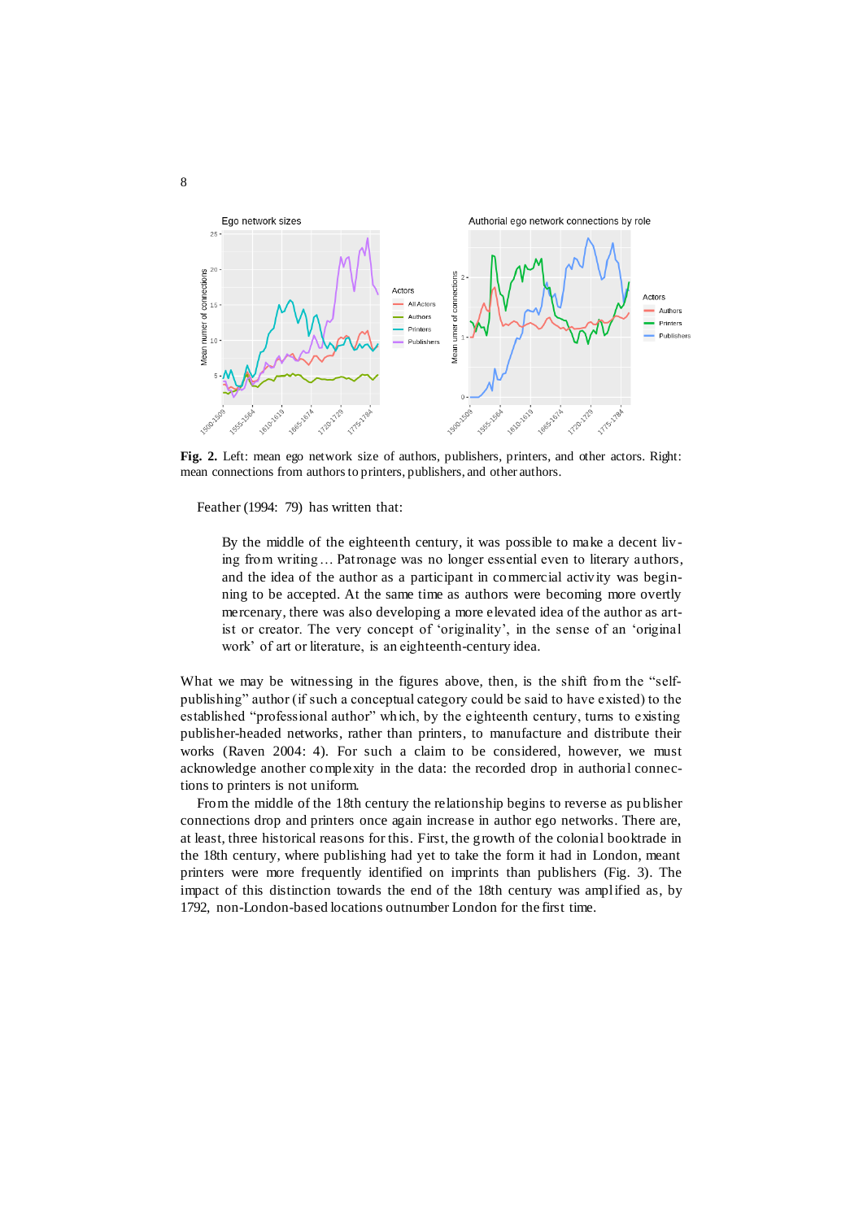**Fig. 2.** Left: mean ego network size of authors, publishers, printers, and other actors. Right: mean connections from authors to printers, publishers, and other authors.

Feather (1994: 79) has written that:

> By the middle of the eighteenth century, it was possible to make a decent living from writing… Patronage was no longer essential even to literary authors, and the idea of the author as a participant in commercial activity was beginning to be accepted. At the same time as authors were becoming more overtly mercenary, there was also developing a more elevated idea of the author as artist or creator. The very concept of 'originality', in the sense of an 'original work' of art or literature, is an eighteenth-century idea.

What we may be witnessing in the figures above, then, is the shift from the "self-publishing" author (if such a conceptual category could be said to have existed) to the established "professional author" which, by the eighteenth century, turns to existing publisher-headed networks, rather than printers, to manufacture and distribute their works (Raven 2004: 4). For such a claim to be considered, however, we must acknowledge another complexity in the data: the recorded drop in authorial connections to printers is not uniform.

From the middle of the 18th century the relationship begins to reverse as publisher connections drop and printers once again increase in author ego networks. There are, at least, three historical reasons for this. First, the growth of the colonial booktrade in the 18th century, where publishing had yet to take the form it had in London, meant printers were more frequently identified on imprints than publishers (Fig. 3). The impact of this distinction towards the end of the 18th century was amplified as, by 1792, non-London-based locations outnumber London for the first time.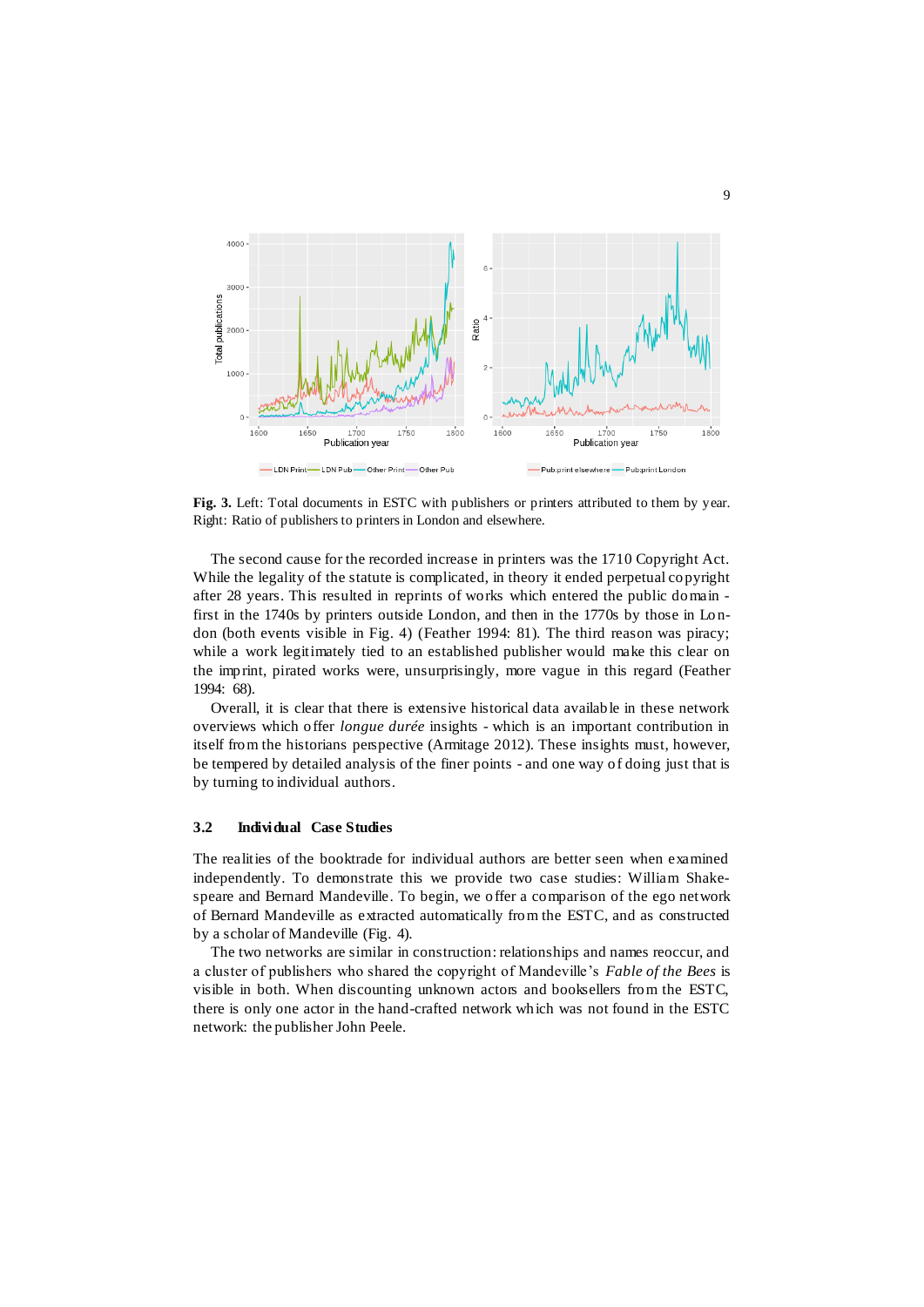**Fig. 3.** Left: Total documents in ESTC with publishers or printers attributed to them by year. Right: Ratio of publishers to printers in London and elsewhere.

The second cause for the recorded increase in printers was the 1710 Copyright Act. While the legality of the statute is complicated, in theory it ended perpetual copyright after 28 years. This resulted in reprints of works which entered the public domain - first in the 1740s by printers outside London, and then in the 1770s by those in London (both events visible in Fig. 4) (Feather 1994: 81). The third reason was piracy; while a work legitimately tied to an established publisher would make this clear on the imprint, pirated works were, unsurprisingly, more vague in this regard (Feather 1994: 68).

Overall, it is clear that there is extensive historical data available in these network overviews which offer *longue durée* insights - which is an important contribution in itself from the historians perspective (Armitage 2012). These insights must, however, be tempered by detailed analysis of the finer points - and one way of doing just that is by turning to individual authors.

### 3.2 Individual Case Studies

The realities of the booktrade for individual authors are better seen when examined independently. To demonstrate this we provide two case studies: William Shakespeare and Bernard Mandeville. To begin, we offer a comparison of the ego network of Bernard Mandeville as extracted automatically from the ESTC, and as constructed by a scholar of Mandeville (Fig. 4).

The two networks are similar in construction: relationships and names reoccur, and a cluster of publishers who shared the copyright of Mandeville's *Fable of the Bees* is visible in both. When discounting unknown actors and booksellers from the ESTC, there is only one actor in the hand-crafted network which was not found in the ESTC network: the publisher John Peele.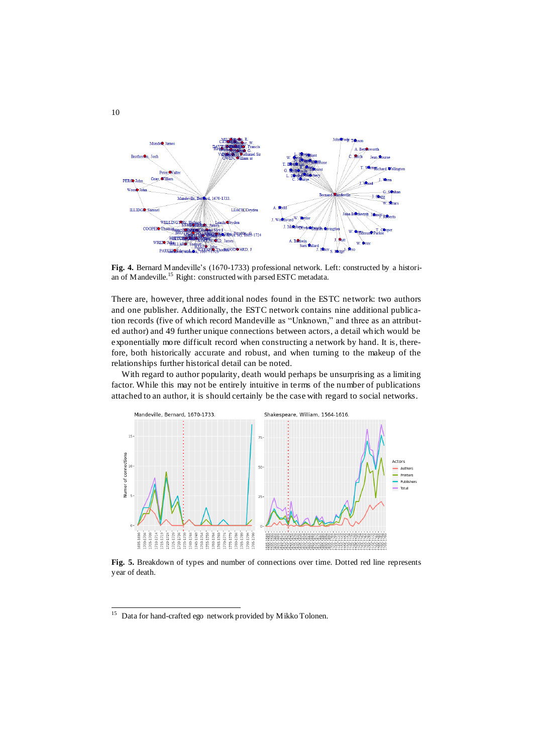**Fig. 4.** Bernard Mandeville's (1670-1733) professional network. Left: constructed by a historian of Mandeville.[15] Right: constructed with parsed ESTC metadata.

There are, however, three additional nodes found in the ESTC network: two authors and one publisher. Additionally, the ESTC network contains nine additional publication records (five of which record Mandeville as "Unknown," and three as an attributed author) and 49 further unique connections between actors, a detail which would be exponentially more difficult record when constructing a network by hand. It is, therefore, both historically accurate and robust, and when turning to the makeup of the relationships further historical detail can be noted.

With regard to author popularity, death would perhaps be unsurprising as a limiting factor. While this may not be entirely intuitive in terms of the number of publications attached to an author, it is should certainly be the case with regard to social networks.

**Fig. 5.** Breakdown of types and number of connections over time. Dotted red line represents year of death.

[15] Data for hand-crafted ego network provided by Mikko Tolonen.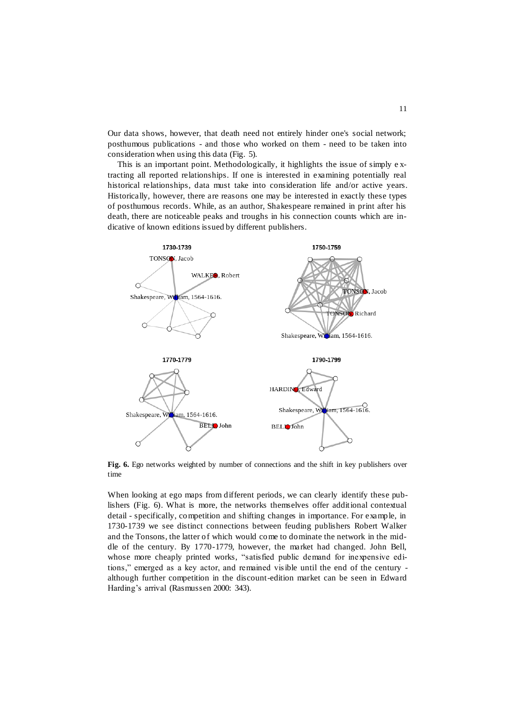Our data shows, however, that death need not entirely hinder one's social network; posthumous publications - and those who worked on them - need to be taken into consideration when using this data (Fig. 5).

This is an important point. Methodologically, it highlights the issue of simply extracting all reported relationships. If one is interested in examining potentially real historical relationships, data must take into consideration life and/or active years. Historically, however, there are reasons one may be interested in exactly these types of posthumous records. While, as an author, Shakespeare remained in print after his death, there are noticeable peaks and troughs in his connection counts which are indicative of known editions issued by different publishers.

**Fig. 6.** Ego networks weighted by number of connections and the shift in key publishers over time

When looking at ego maps from different periods, we can clearly identify these publishers (Fig. 6). What is more, the networks themselves offer additional contextual detail - specifically, competition and shifting changes in importance. For example, in 1730-1739 we see distinct connections between feuding publishers Robert Walker and the Tonsons, the latter of which would come to dominate the network in the middle of the century. By 1770-1779, however, the market had changed. John Bell, whose more cheaply printed works, "satisfied public demand for inexpensive editions," emerged as a key actor, and remained visible until the end of the century - although further competition in the discount-edition market can be seen in Edward Harding's arrival (Rasmussen 2000: 343).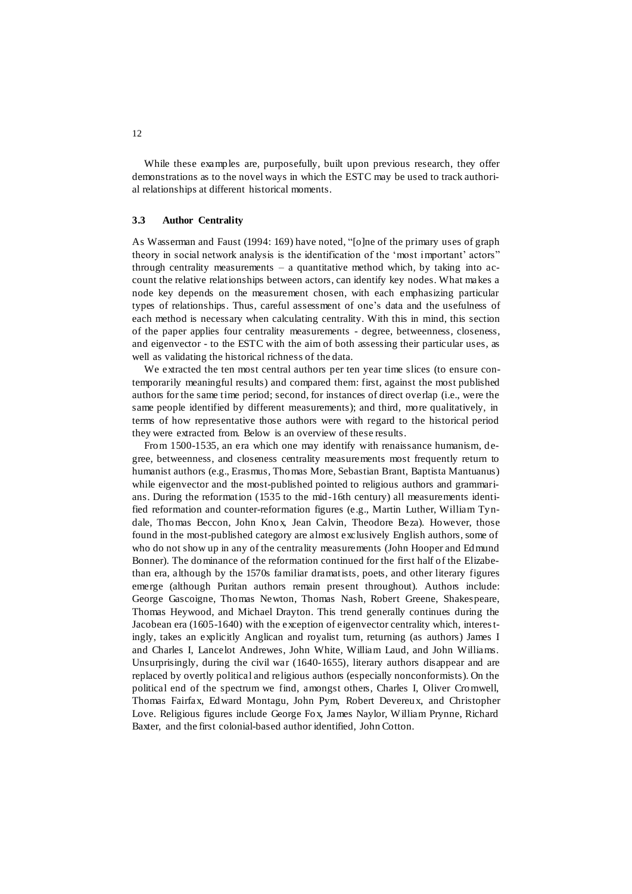While these examples are, purposefully, built upon previous research, they offer demonstrations as to the novel ways in which the ESTC may be used to track authorial relationships at different historical moments.

### 3.3 Author Centrality

As Wasserman and Faust (1994: 169) have noted, "[o]ne of the primary uses of graph theory in social network analysis is the identification of the 'most important' actors" through centrality measurements – a quantitative method which, by taking into account the relative relationships between actors, can identify key nodes. What makes a node key depends on the measurement chosen, with each emphasizing particular types of relationships. Thus, careful assessment of one's data and the usefulness of each method is necessary when calculating centrality. With this in mind, this section of the paper applies four centrality measurements - degree, betweenness, closeness, and eigenvector - to the ESTC with the aim of both assessing their particular uses, as well as validating the historical richness of the data.

We extracted the ten most central authors per ten year time slices (to ensure contemporarily meaningful results) and compared them: first, against the most published authors for the same time period; second, for instances of direct overlap (i.e., were the same people identified by different measurements); and third, more qualitatively, in terms of how representative those authors were with regard to the historical period they were extracted from. Below is an overview of these results.

From 1500-1535, an era which one may identify with renaissance humanism, degree, betweenness, and closeness centrality measurements most frequently return to humanist authors (e.g., Erasmus, Thomas More, Sebastian Brant, Baptista Mantuanus) while eigenvector and the most-published pointed to religious authors and grammarians. During the reformation (1535 to the mid-16th century) all measurements identified reformation and counter-reformation figures (e.g., Martin Luther, William Tyndale, Thomas Beccon, John Knox, Jean Calvin, Theodore Beza). However, those found in the most-published category are almost exclusively English authors, some of who do not show up in any of the centrality measurements (John Hooper and Edmund Bonner). The dominance of the reformation continued for the first half of the Elizabethan era, although by the 1570s familiar dramatists, poets, and other literary figures emerge (although Puritan authors remain present throughout). Authors include: George Gascoigne, Thomas Newton, Thomas Nash, Robert Greene, Shakespeare, Thomas Heywood, and Michael Drayton. This trend generally continues during the Jacobean era (1605-1640) with the exception of eigenvector centrality which, interestingly, takes an explicitly Anglican and royalist turn, returning (as authors) James I and Charles I, Lancelot Andrewes, John White, William Laud, and John Williams. Unsurprisingly, during the civil war (1640-1655), literary authors disappear and are replaced by overtly political and religious authors (especially nonconformists). On the political end of the spectrum we find, amongst others, Charles I, Oliver Cromwell, Thomas Fairfax, Edward Montagu, John Pym, Robert Devereux, and Christopher Love. Religious figures include George Fox, James Naylor, William Prynne, Richard Baxter, and the first colonial-based author identified, John Cotton.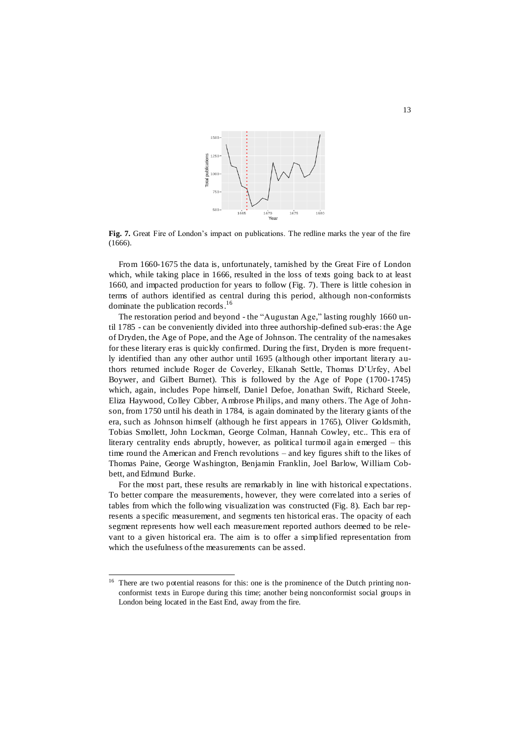**Fig. 7.** Great Fire of London's impact on publications. The redline marks the year of the fire (1666).

From 1660-1675 the data is, unfortunately, tarnished by the Great Fire of London which, while taking place in 1666, resulted in the loss of texts going back to at least 1660, and impacted production for years to follow (Fig. 7). There is little cohesion in terms of authors identified as central during this period, although non-conformists dominate the publication records.[16]

The restoration period and beyond - the "Augustan Age," lasting roughly 1660 until 1785 - can be conveniently divided into three authorship-defined sub-eras: the Age of Dryden, the Age of Pope, and the Age of Johnson. The centrality of the namesakes for these literary eras is quickly confirmed. During the first, Dryden is more frequently identified than any other author until 1695 (although other important literary authors returned include Roger de Coverley, Elkanah Settle, Thomas D'Urfey, Abel Boywer, and Gilbert Burnet). This is followed by the Age of Pope (1700-1745) which, again, includes Pope himself, Daniel Defoe, Jonathan Swift, Richard Steele, Eliza Haywood, Colley Cibber, Ambrose Philips, and many others. The Age of Johnson, from 1750 until his death in 1784, is again dominated by the literary giants of the era, such as Johnson himself (although he first appears in 1765), Oliver Goldsmith, Tobias Smollett, John Lockman, George Colman, Hannah Cowley, etc.. This era of literary centrality ends abruptly, however, as political turmoil again emerged – this time round the American and French revolutions – and key figures shift to the likes of Thomas Paine, George Washington, Benjamin Franklin, Joel Barlow, William Cobbett, and Edmund Burke.

For the most part, these results are remarkably in line with historical expectations. To better compare the measurements, however, they were correlated into a series of tables from which the following visualization was constructed (Fig. 8). Each bar represents a specific measurement, and segments ten historical eras. The opacity of each segment represents how well each measurement reported authors deemed to be relevant to a given historical era. The aim is to offer a simplified representation from which the usefulness of the measurements can be assed.

---

[16] There are two potential reasons for this: one is the prominence of the Dutch printing nonconformist texts in Europe during this time; another being nonconformist social groups in London being located in the East End, away from the fire.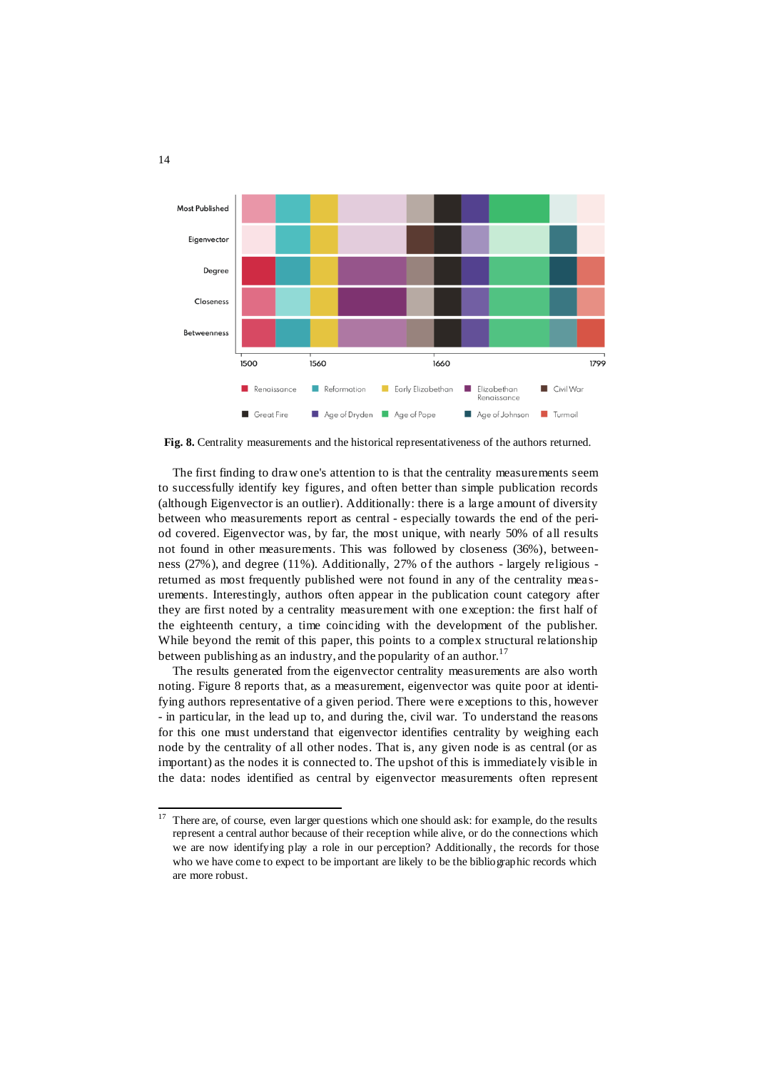**Fig. 8.** Centrality measurements and the historical representativeness of the authors returned.

The first finding to draw one's attention to is that the centrality measurements seem to successfully identify key figures, and often better than simple publication records (although Eigenvector is an outlier). Additionally: there is a large amount of diversity between who measurements report as central - especially towards the end of the period covered. Eigenvector was, by far, the most unique, with nearly 50% of all results not found in other measurements. This was followed by closeness (36%), betweenness (27%), and degree (11%). Additionally, 27% of the authors - largely religious - returned as most frequently published were not found in any of the centrality measurements. Interestingly, authors often appear in the publication count category after they are first noted by a centrality measurement with one exception: the first half of the eighteenth century, a time coinciding with the development of the publisher. While beyond the remit of this paper, this points to a complex structural relationship between publishing as an industry, and the popularity of an author.[17]

The results generated from the eigenvector centrality measurements are also worth noting. Figure 8 reports that, as a measurement, eigenvector was quite poor at identifying authors representative of a given period. There were exceptions to this, however - in particular, in the lead up to, and during the, civil war. To understand the reasons for this one must understand that eigenvector identifies centrality by weighing each node by the centrality of all other nodes. That is, any given node is as central (or as important) as the nodes it is connected to. The upshot of this is immediately visible in the data: nodes identified as central by eigenvector measurements often represent

[17] There are, of course, even larger questions which one should ask: for example, do the results represent a central author because of their reception while alive, or do the connections which we are now identifying play a role in our perception? Additionally, the records for those who we have come to expect to be important are likely to be the bibliographic records which are more robust.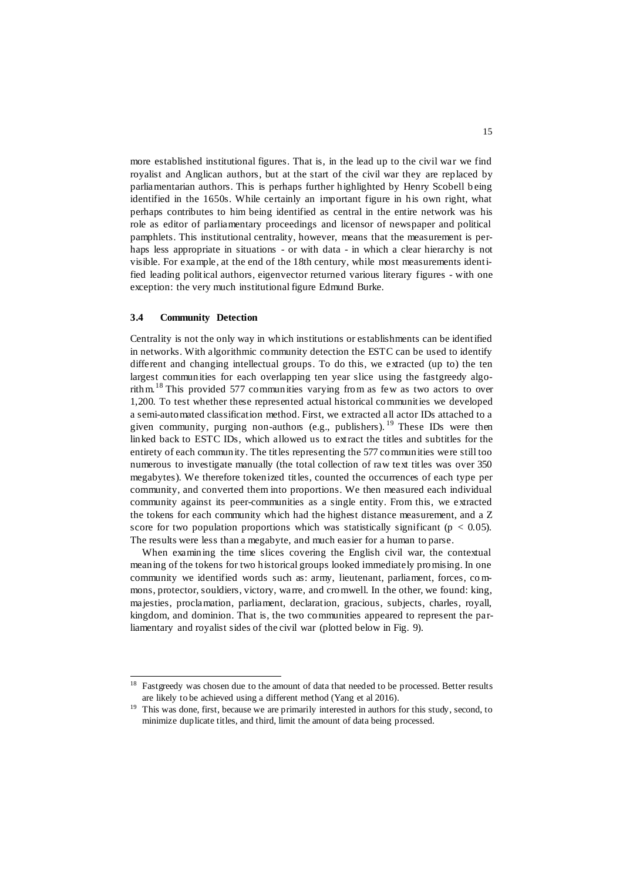more established institutional figures. That is, in the lead up to the civil war we find royalist and Anglican authors, but at the start of the civil war they are replaced by parliamentarian authors. This is perhaps further highlighted by Henry Scobell being identified in the 1650s. While certainly an important figure in his own right, what perhaps contributes to him being identified as central in the entire network was his role as editor of parliamentary proceedings and licensor of newspaper and political pamphlets. This institutional centrality, however, means that the measurement is perhaps less appropriate in situations - or with data - in which a clear hierarchy is not visible. For example, at the end of the 18th century, while most measurements identified leading political authors, eigenvector returned various literary figures - with one exception: the very much institutional figure Edmund Burke.

### 3.4 Community Detection

Centrality is not the only way in which institutions or establishments can be identified in networks. With algorithmic community detection the ESTC can be used to identify different and changing intellectual groups. To do this, we extracted (up to) the ten largest communities for each overlapping ten year slice using the fastgreedy algorithm.[18] This provided 577 communities varying from as few as two actors to over 1,200. To test whether these represented actual historical communities we developed a semi-automated classification method. First, we extracted all actor IDs attached to a given community, purging non-authors (e.g., publishers).[19] These IDs were then linked back to ESTC IDs, which allowed us to extract the titles and subtitles for the entirety of each community. The titles representing the 577 communities were still too numerous to investigate manually (the total collection of raw text titles was over 350 megabytes). We therefore tokenized titles, counted the occurrences of each type per community, and converted them into proportions. We then measured each individual community against its peer-communities as a single entity. From this, we extracted the tokens for each community which had the highest distance measurement, and a Z score for two population proportions which was statistically significant ($p < 0.05$). The results were less than a megabyte, and much easier for a human to parse.

When examining the time slices covering the English civil war, the contextual meaning of the tokens for two historical groups looked immediately promising. In one community we identified words such as: army, lieutenant, parliament, forces, commons, protector, souldiers, victory, warre, and cromwell. In the other, we found: king, majesties, proclamation, parliament, declaration, gracious, subjects, charles, royall, kingdom, and dominion. That is, the two communities appeared to represent the parliamentary and royalist sides of the civil war (plotted below in Fig. 9).

[18] Fastgreedy was chosen due to the amount of data that needed to be processed. Better results are likely to be achieved using a different method (Yang et al 2016).

[19] This was done, first, because we are primarily interested in authors for this study, second, to minimize duplicate titles, and third, limit the amount of data being processed.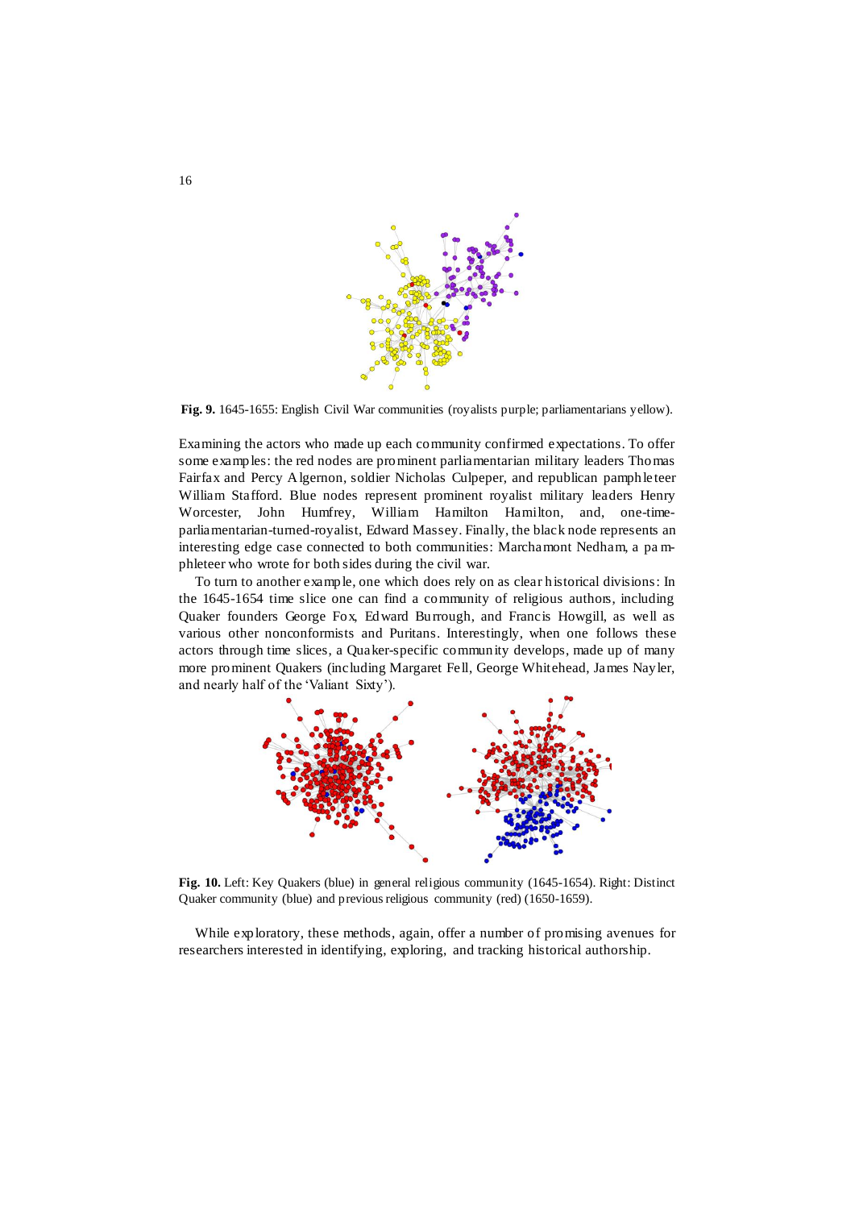**Fig. 9.** 1645-1655: English Civil War communities (royalists purple; parliamentarians yellow).

Examining the actors who made up each community confirmed expectations. To offer some examples: the red nodes are prominent parliamentarian military leaders Thomas Fairfax and Percy Algernon, soldier Nicholas Culpeper, and republican pamphleteer William Stafford. Blue nodes represent prominent royalist military leaders Henry Worcester, John Humfrey, William Hamilton Hamilton, and, one-time-parliamentarian-turned-royalist, Edward Massey. Finally, the black node represents an interesting edge case connected to both communities: Marchamont Nedham, a pamphleteer who wrote for both sides during the civil war.

To turn to another example, one which does rely on as clear historical divisions: In the 1645-1654 time slice one can find a community of religious authors, including Quaker founders George Fox, Edward Burrough, and Francis Howgill, as well as various other nonconformists and Puritans. Interestingly, when one follows these actors through time slices, a Quaker-specific community develops, made up of many more prominent Quakers (including Margaret Fell, George Whitehead, James Nayler, and nearly half of the 'Valiant Sixty').

**Fig. 10.** Left: Key Quakers (blue) in general religious community (1645-1654). Right: Distinct Quaker community (blue) and previous religious community (red) (1650-1659).

While exploratory, these methods, again, offer a number of promising avenues for researchers interested in identifying, exploring, and tracking historical authorship.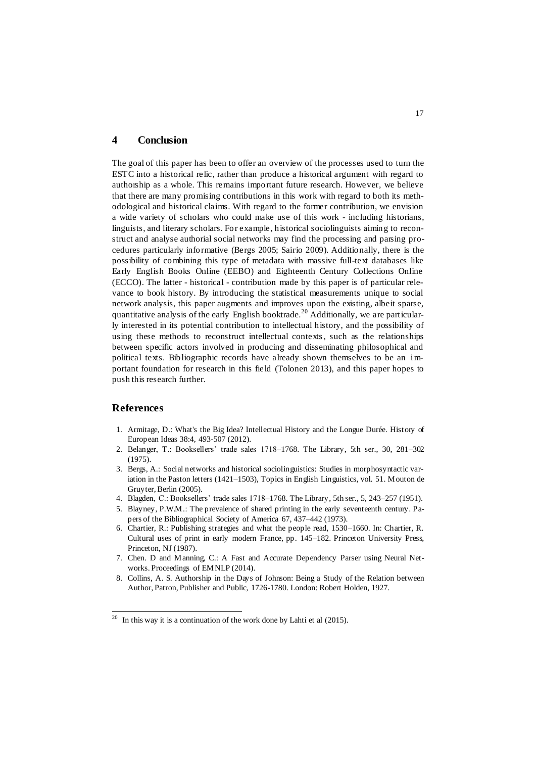## 4 Conclusion

The goal of this paper has been to offer an overview of the processes used to turn the ESTC into a historical relic, rather than produce a historical argument with regard to authorship as a whole. This remains important future research. However, we believe that there are many promising contributions in this work with regard to both its methodological and historical claims. With regard to the former contribution, we envision a wide variety of scholars who could make use of this work - including historians, linguists, and literary scholars. For example, historical sociolinguists aiming to reconstruct and analyse authorial social networks may find the processing and parsing procedures particularly informative (Bergs 2005; Sairio 2009). Additionally, there is the possibility of combining this type of metadata with massive full-text databases like Early English Books Online (EEBO) and Eighteenth Century Collections Online (ECCO). The latter - historical - contribution made by this paper is of particular relevance to book history. By introducing the statistical measurements unique to social network analysis, this paper augments and improves upon the existing, albeit sparse, quantitative analysis of the early English booktrade.[20] Additionally, we are particularly interested in its potential contribution to intellectual history, and the possibility of using these methods to reconstruct intellectual contexts, such as the relationships between specific actors involved in producing and disseminating philosophical and political texts. Bibliographic records have already shown themselves to be an important foundation for research in this field (Tolonen 2013), and this paper hopes to push this research further.

## References

1. Armitage, D.: What's the Big Idea? Intellectual History and the Longue Durée. History of European Ideas 38:4, 493-507 (2012).
2. Belanger, T.: Booksellers' trade sales 1718–1768. The Library, 5th ser., 30, 281–302 (1975).
3. Bergs, A.: Social networks and historical sociolinguistics: Studies in morphosyntactic variation in the Paston letters (1421–1503), Topics in English Linguistics, vol. 51. Mouton de Gruyter, Berlin (2005).
4. Blagden, C.: Booksellers' trade sales 1718–1768. The Library, 5th ser., 5, 243–257 (1951).
5. Blayney, P.W.M.: The prevalence of shared printing in the early seventeenth century. Papers of the Bibliographical Society of America 67, 437–442 (1973).
6. Chartier, R.: Publishing strategies and what the people read, 1530–1660. In: Chartier, R. Cultural uses of print in early modern France, pp. 145–182. Princeton University Press, Princeton, NJ (1987).
7. Chen. D and Manning, C.: A Fast and Accurate Dependency Parser using Neural Networks. Proceedings of EMNLP (2014).
8. Collins, A. S. Authorship in the Days of Johnson: Being a Study of the Relation between Author, Patron, Publisher and Public, 1726-1780. London: Robert Holden, 1927.

[20] In this way it is a continuation of the work done by Lahti et al (2015).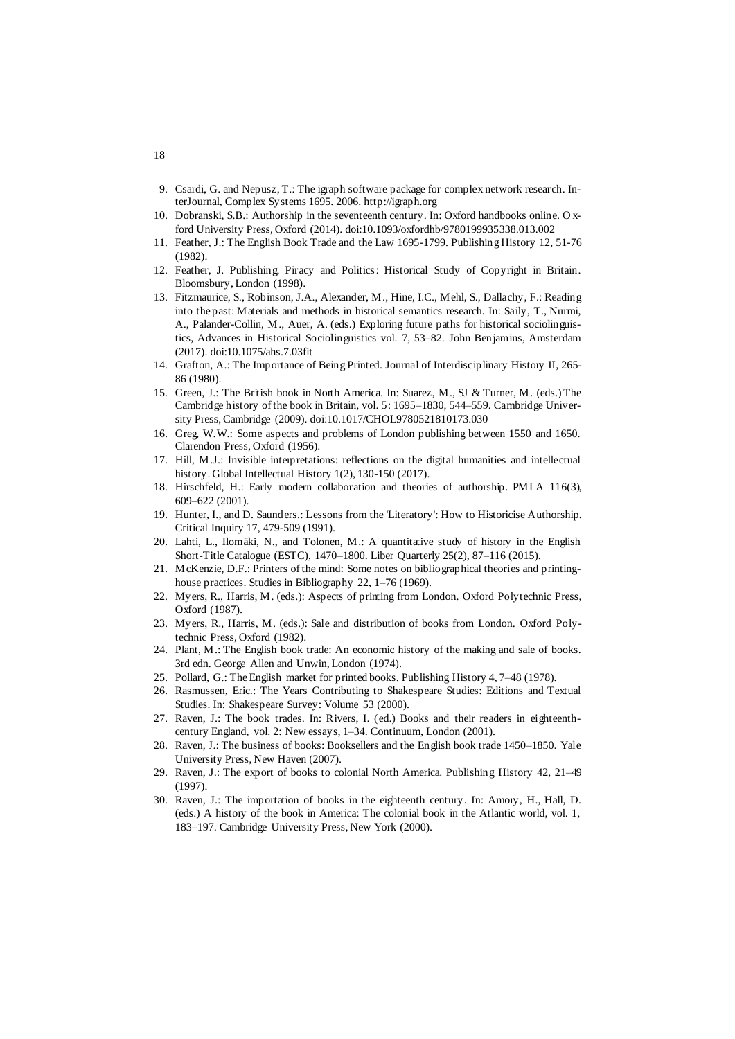9. Csardi, G. and Nepusz, T.: The igraph software package for complex network research. InterJournal, Complex Systems 1695. 2006. http://igraph.org
10. Dobranski, S.B.: Authorship in the seventeenth century. In: Oxford handbooks online. Oxford University Press, Oxford (2014). doi:10.1093/oxfordhb/9780199935338.013.002
11. Feather, J.: The English Book Trade and the Law 1695-1799. Publishing History 12, 51-76 (1982).
12. Feather, J. Publishing, Piracy and Politics: Historical Study of Copyright in Britain. Bloomsbury, London (1998).
13. Fitzmaurice, S., Robinson, J.A., Alexander, M., Hine, I.C., Mehl, S., Dallachy, F.: Reading into the past: Materials and methods in historical semantics research. In: Säily, T., Nurmi, A., Palander-Collin, M., Auer, A. (eds.) Exploring future paths for historical sociolinguistics, Advances in Historical Sociolinguistics vol. 7, 53–82. John Benjamins, Amsterdam (2017). doi:10.1075/ahs.7.03fit
14. Grafton, A.: The Importance of Being Printed. Journal of Interdisciplinary History II, 265-86 (1980).
15. Green, J.: The British book in North America. In: Suarez, M., SJ & Turner, M. (eds.) The Cambridge history of the book in Britain, vol. 5: 1695–1830, 544–559. Cambridge University Press, Cambridge (2009). doi:10.1017/CHOL9780521810173.030
16. Greg, W.W.: Some aspects and problems of London publishing between 1550 and 1650. Clarendon Press, Oxford (1956).
17. Hill, M.J.: Invisible interpretations: reflections on the digital humanities and intellectual history. Global Intellectual History 1(2), 130-150 (2017).
18. Hirschfeld, H.: Early modern collaboration and theories of authorship. PMLA 116(3), 609–622 (2001).
19. Hunter, I., and D. Saunders.: Lessons from the 'Literatory': How to Historicise Authorship. Critical Inquiry 17, 479-509 (1991).
20. Lahti, L., Ilomäki, N., and Tolonen, M.: A quantitative study of history in the English Short-Title Catalogue (ESTC), 1470–1800. Liber Quarterly 25(2), 87–116 (2015).
21. McKenzie, D.F.: Printers of the mind: Some notes on bibliographical theories and printing-house practices. Studies in Bibliography 22, 1–76 (1969).
22. Myers, R., Harris, M. (eds.): Aspects of printing from London. Oxford Polytechnic Press, Oxford (1987).
23. Myers, R., Harris, M. (eds.): Sale and distribution of books from London. Oxford Polytechnic Press, Oxford (1982).
24. Plant, M.: The English book trade: An economic history of the making and sale of books. 3rd edn. George Allen and Unwin, London (1974).
25. Pollard, G.: The English market for printed books. Publishing History 4, 7–48 (1978).
26. Rasmussen, Eric.: The Years Contributing to Shakespeare Studies: Editions and Textual Studies. In: Shakespeare Survey: Volume 53 (2000).
27. Raven, J.: The book trades. In: Rivers, I. (ed.) Books and their readers in eighteenth-century England, vol. 2: New essays, 1–34. Continuum, London (2001).
28. Raven, J.: The business of books: Booksellers and the English book trade 1450–1850. Yale University Press, New Haven (2007).
29. Raven, J.: The export of books to colonial North America. Publishing History 42, 21–49 (1997).
30. Raven, J.: The importation of books in the eighteenth century. In: Amory, H., Hall, D. (eds.) A history of the book in America: The colonial book in the Atlantic world, vol. 1, 183–197. Cambridge University Press, New York (2000).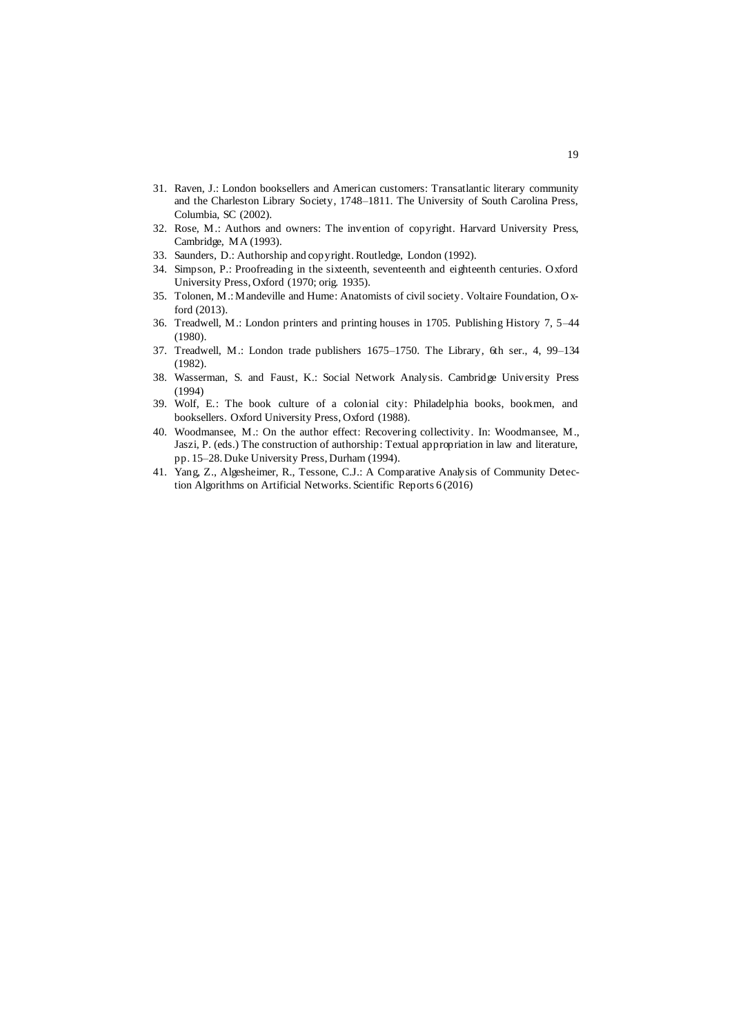31. Raven, J.: London booksellers and American customers: Transatlantic literary community and the Charleston Library Society, 1748–1811. The University of South Carolina Press, Columbia, SC (2002).
32. Rose, M.: Authors and owners: The invention of copyright. Harvard University Press, Cambridge, MA (1993).
33. Saunders, D.: Authorship and copyright. Routledge, London (1992).
34. Simpson, P.: Proofreading in the sixteenth, seventeenth and eighteenth centuries. Oxford University Press, Oxford (1970; orig. 1935).
35. Tolonen, M.: Mandeville and Hume: Anatomists of civil society. Voltaire Foundation, Oxford (2013).
36. Treadwell, M.: London printers and printing houses in 1705. Publishing History 7, 5–44 (1980).
37. Treadwell, M.: London trade publishers 1675–1750. The Library, 6th ser., 4, 99–134 (1982).
38. Wasserman, S. and Faust, K.: Social Network Analysis. Cambridge University Press (1994)
39. Wolf, E.: The book culture of a colonial city: Philadelphia books, bookmen, and booksellers. Oxford University Press, Oxford (1988).
40. Woodmansee, M.: On the author effect: Recovering collectivity. In: Woodmansee, M., Jaszi, P. (eds.) The construction of authorship: Textual appropriation in law and literature, pp. 15–28. Duke University Press, Durham (1994).
41. Yang, Z., Algesheimer, R., Tessone, C.J.: A Comparative Analysis of Community Detection Algorithms on Artificial Networks. Scientific Reports 6 (2016)